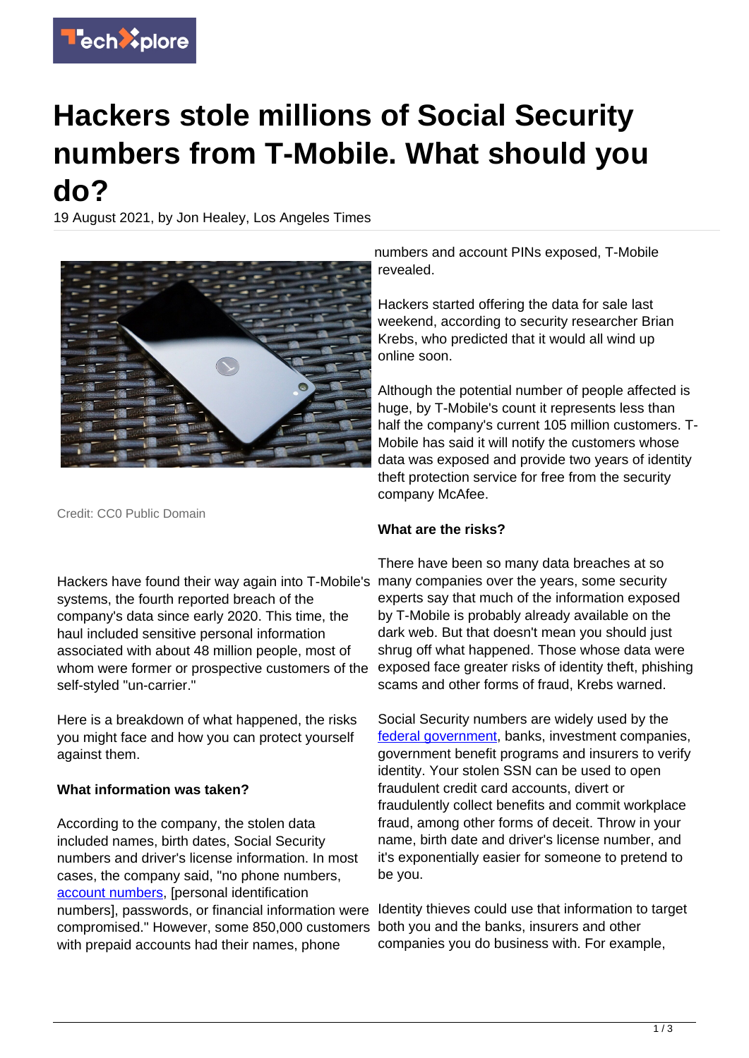# Hackers stole millions of Social Security numbers from T-Mobile. What should you do?

19 August 2021, by Jon Healey, Los Angeles Times

Credit: CC0 Public Domain

Hackers have found their way again into T-Mobile's systems, the fourth reported breach of the company's data since early 2020. This time, the haul included sensitive personal information associated with about 48 million people, most of whom were former or prospective customers of the self-styled "un-carrier."

Here is a breakdown of what happened, the risks you might face and how you can protect yourself against them.

**What information was taken?**

According to the company, the stolen data included names, birth dates, Social Security numbers and driver's license information. In most cases, the company said, "no phone numbers, account numbers, [personal identification numbers], passwords, or financial information were compromised." However, some 850,000 customers with prepaid accounts had their names, phone numbers and account PINs exposed, T-Mobile revealed.

Hackers started offering the data for sale last weekend, according to security researcher Brian Krebs, who predicted that it would all wind up online soon.

Although the potential number of people affected is huge, by T-Mobile's count it represents less than half the company's current 105 million customers. T-Mobile has said it will notify the customers whose data was exposed and provide two years of identity theft protection service for free from the security company McAfee.

**What are the risks?**

There have been so many data breaches at so many companies over the years, some security experts say that much of the information exposed by T-Mobile is probably already available on the dark web. But that doesn't mean you should just shrug off what happened. Those whose data were exposed face greater risks of identity theft, phishing scams and other forms of fraud, Krebs warned.

Social Security numbers are widely used by the federal government, banks, investment companies, government benefit programs and insurers to verify identity. Your stolen SSN can be used to open fraudulent credit card accounts, divert or fraudulently collect benefits and commit workplace fraud, among other forms of deceit. Throw in your name, birth date and driver's license number, and it's exponentially easier for someone to pretend to be you.

Identity thieves could use that information to target both you and the banks, insurers and other companies you do business with. For example,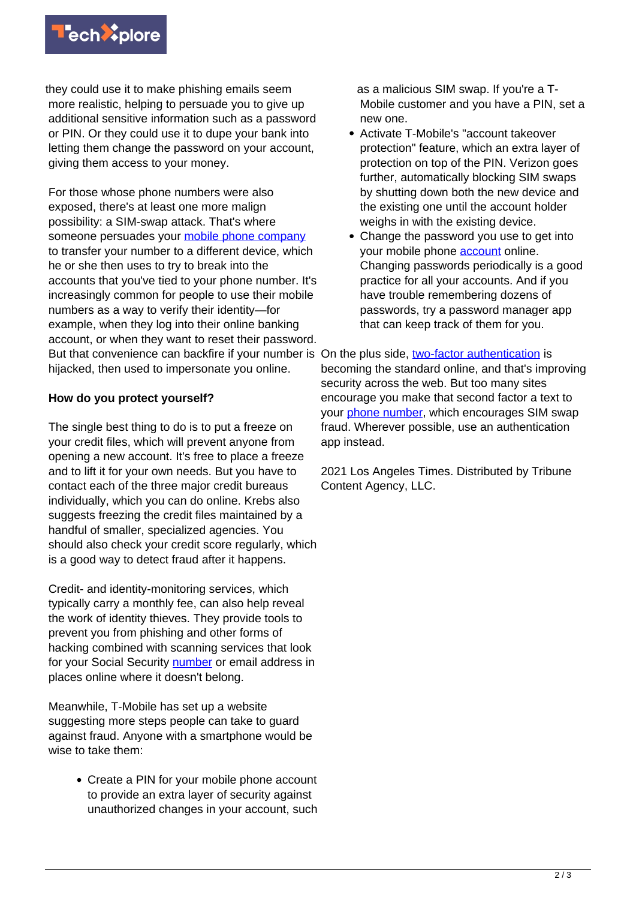they could use it to make phishing emails seem more realistic, helping to persuade you to give up additional sensitive information such as a password or PIN. Or they could use it to dupe your bank into letting them change the password on your account, giving them access to your money.

For those whose phone numbers were also exposed, there's at least one more malign possibility: a SIM-swap attack. That's where someone persuades your mobile phone company to transfer your number to a different device, which he or she then uses to try to break into the accounts that you've tied to your phone number. It's increasingly common for people to use their mobile numbers as a way to verify their identity—for example, when they log into their online banking account, or when they want to reset their password. But that convenience can backfire if your number is hijacked, then used to impersonate you online.

**How do you protect yourself?**

The single best thing to do is to put a freeze on your credit files, which will prevent anyone from opening a new account. It's free to place a freeze and to lift it for your own needs. But you have to contact each of the three major credit bureaus individually, which you can do online. Krebs also suggests freezing the credit files maintained by a handful of smaller, specialized agencies. You should also check your credit score regularly, which is a good way to detect fraud after it happens.

Credit- and identity-monitoring services, which typically carry a monthly fee, can also help reveal the work of identity thieves. They provide tools to prevent you from phishing and other forms of hacking combined with scanning services that look for your Social Security number or email address in places online where it doesn't belong.

Meanwhile, T-Mobile has set up a website suggesting more steps people can take to guard against fraud. Anyone with a smartphone would be wise to take them:

- Create a PIN for your mobile phone account to provide an extra layer of security against unauthorized changes in your account, such as a malicious SIM swap. If you're a T-Mobile customer and you have a PIN, set a new one.
- Activate T-Mobile's "account takeover protection" feature, which an extra layer of protection on top of the PIN. Verizon goes further, automatically blocking SIM swaps by shutting down both the new device and the existing one until the account holder weighs in with the existing device.
- Change the password you use to get into your mobile phone account online. Changing passwords periodically is a good practice for all your accounts. And if you have trouble remembering dozens of passwords, try a password manager app that can keep track of them for you.

On the plus side, two-factor authentication is becoming the standard online, and that's improving security across the web. But too many sites encourage you make that second factor a text to your phone number, which encourages SIM swap fraud. Wherever possible, use an authentication app instead.

2021 Los Angeles Times. Distributed by Tribune Content Agency, LLC.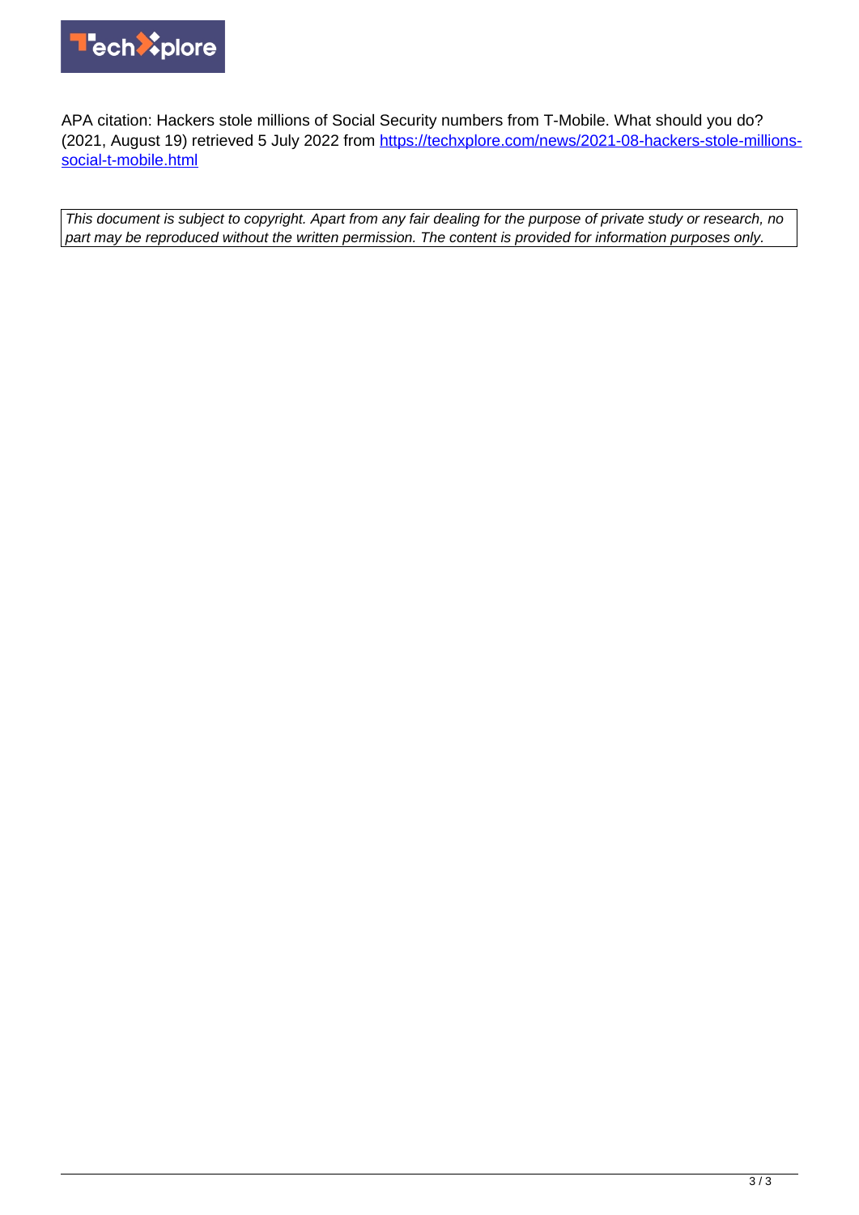APA citation: Hackers stole millions of Social Security numbers from T-Mobile. What should you do? (2021, August 19) retrieved 5 July 2022 from https://techxplore.com/news/2021-08-hackers-stole-millions-social-t-mobile.html

*This document is subject to copyright. Apart from any fair dealing for the purpose of private study or research, no part may be reproduced without the written permission. The content is provided for information purposes only.*